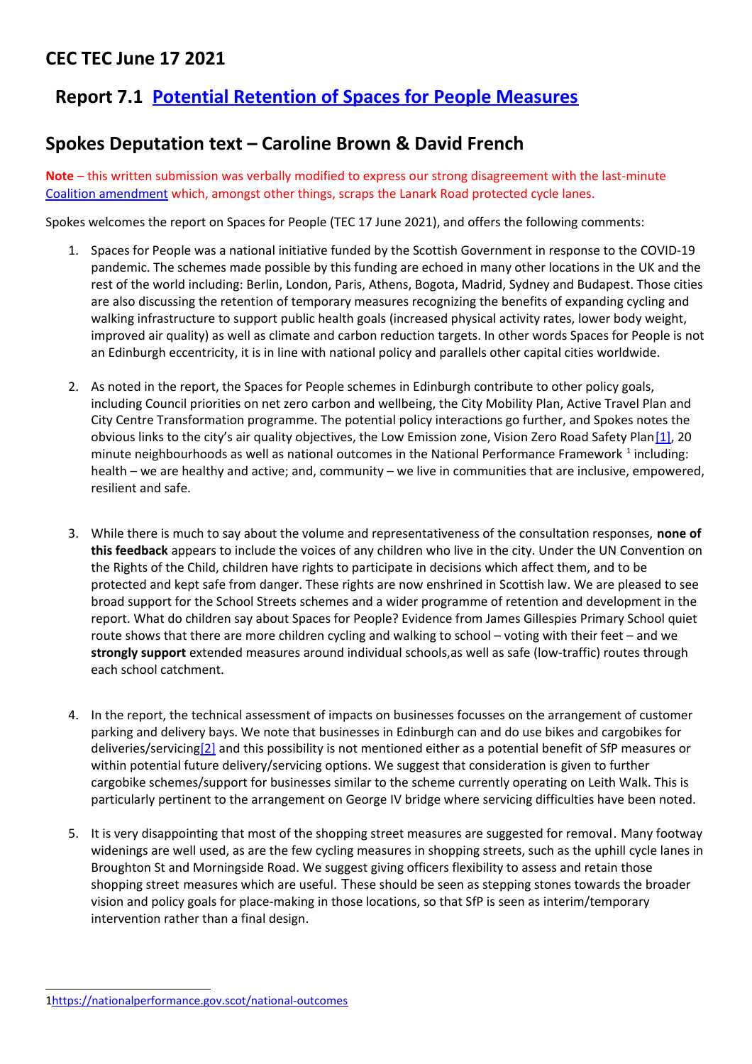# CEC TEC June 17 2021

## Report 7.1 Potential Retention of Spaces for People Measures

## Spokes Deputation text – Caroline Brown & David French

**Note** – this written submission was verbally modified to express our strong disagreement with the last-minute Coalition amendment which, amongst other things, scraps the Lanark Road protected cycle lanes.

Spokes welcomes the report on Spaces for People (TEC 17 June 2021), and offers the following comments:

1. Spaces for People was a national initiative funded by the Scottish Government in response to the COVID-19 pandemic. The schemes made possible by this funding are echoed in many other locations in the UK and the rest of the world including: Berlin, London, Paris, Athens, Bogota, Madrid, Sydney and Budapest. Those cities are also discussing the retention of temporary measures recognizing the benefits of expanding cycling and walking infrastructure to support public health goals (increased physical activity rates, lower body weight, improved air quality) as well as climate and carbon reduction targets. In other words Spaces for People is not an Edinburgh eccentricity, it is in line with national policy and parallels other capital cities worldwide.

2. As noted in the report, the Spaces for People schemes in Edinburgh contribute to other policy goals, including Council priorities on net zero carbon and wellbeing, the City Mobility Plan, Active Travel Plan and City Centre Transformation programme. The potential policy interactions go further, and Spokes notes the obvious links to the city's air quality objectives, the Low Emission zone, Vision Zero Road Safety Plan[1], 20 minute neighbourhoods as well as national outcomes in the National Performance Framework [1] including: health – we are healthy and active; and, community – we live in communities that are inclusive, empowered, resilient and safe.

3. While there is much to say about the volume and representativeness of the consultation responses, **none of this feedback** appears to include the voices of any children who live in the city. Under the UN Convention on the Rights of the Child, children have rights to participate in decisions which affect them, and to be protected and kept safe from danger. These rights are now enshrined in Scottish law. We are pleased to see broad support for the School Streets schemes and a wider programme of retention and development in the report. What do children say about Spaces for People? Evidence from James Gillespies Primary School quiet route shows that there are more children cycling and walking to school – voting with their feet – and we **strongly support** extended measures around individual schools,as well as safe (low-traffic) routes through each school catchment.

4. In the report, the technical assessment of impacts on businesses focusses on the arrangement of customer parking and delivery bays. We note that businesses in Edinburgh can and do use bikes and cargobikes for deliveries/servicing[2] and this possibility is not mentioned either as a potential benefit of SfP measures or within potential future delivery/servicing options. We suggest that consideration is given to further cargobike schemes/support for businesses similar to the scheme currently operating on Leith Walk. This is particularly pertinent to the arrangement on George IV bridge where servicing difficulties have been noted.

5. It is very disappointing that most of the shopping street measures are suggested for removal. Many footway widenings are well used, as are the few cycling measures in shopping streets, such as the uphill cycle lanes in Broughton St and Morningside Road. We suggest giving officers flexibility to assess and retain those shopping street measures which are useful. These should be seen as stepping stones towards the broader vision and policy goals for place-making in those locations, so that SfP is seen as interim/temporary intervention rather than a final design.

---

1https://nationalperformance.gov.scot/national-outcomes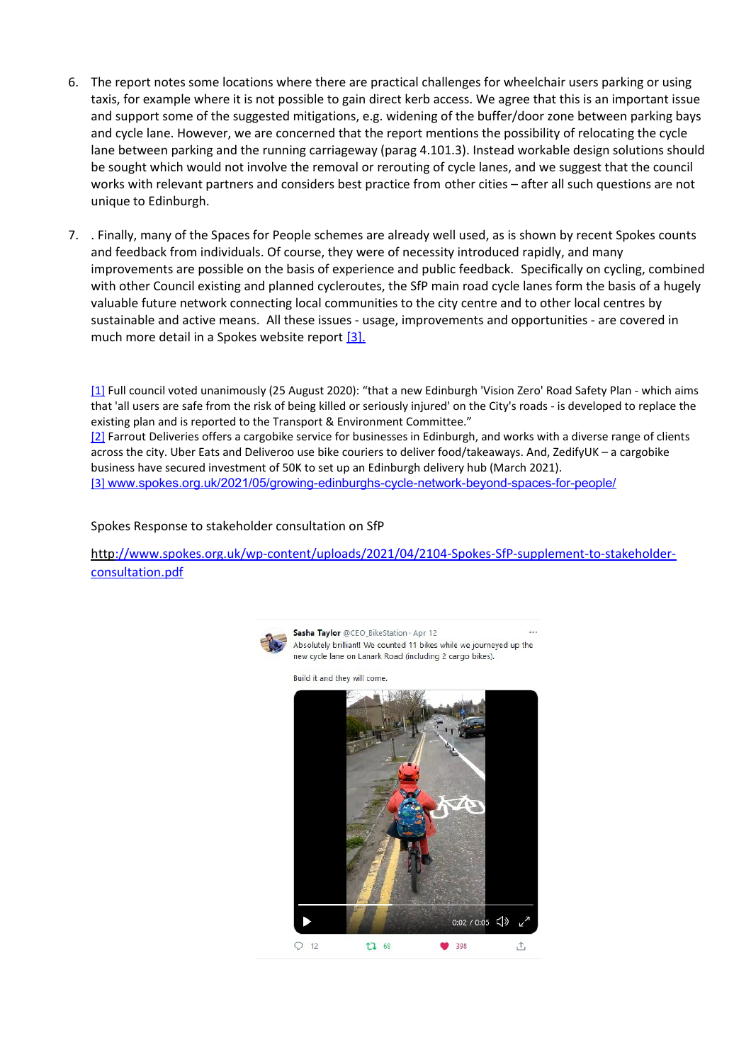6. The report notes some locations where there are practical challenges for wheelchair users parking or using taxis, for example where it is not possible to gain direct kerb access. We agree that this is an important issue and support some of the suggested mitigations, e.g. widening of the buffer/door zone between parking bays and cycle lane. However, we are concerned that the report mentions the possibility of relocating the cycle lane between parking and the running carriageway (parag 4.101.3). Instead workable design solutions should be sought which would not involve the removal or rerouting of cycle lanes, and we suggest that the council works with relevant partners and considers best practice from other cities – after all such questions are not unique to Edinburgh.

7. . Finally, many of the Spaces for People schemes are already well used, as is shown by recent Spokes counts and feedback from individuals. Of course, they were of necessity introduced rapidly, and many improvements are possible on the basis of experience and public feedback. Specifically on cycling, combined with other Council existing and planned cycleroutes, the SfP main road cycle lanes form the basis of a hugely valuable future network connecting local communities to the city centre and to other local centres by sustainable and active means. All these issues - usage, improvements and opportunities - are covered in much more detail in a Spokes website report [3].

[1] Full council voted unanimously (25 August 2020): "that a new Edinburgh 'Vision Zero' Road Safety Plan - which aims that 'all users are safe from the risk of being killed or seriously injured' on the City's roads - is developed to replace the existing plan and is reported to the Transport & Environment Committee."
[2] Farrout Deliveries offers a cargobike service for businesses in Edinburgh, and works with a diverse range of clients across the city. Uber Eats and Deliveroo use bike couriers to deliver food/takeaways. And, ZedifyUK – a cargobike business have secured investment of 50K to set up an Edinburgh delivery hub (March 2021).
[3] www.spokes.org.uk/2021/05/growing-edinburghs-cycle-network-beyond-spaces-for-people/

Spokes Response to stakeholder consultation on SfP

http://www.spokes.org.uk/wp-content/uploads/2021/04/2104-Spokes-SfP-supplement-to-stakeholder-consultation.pdf

Sasha Taylor @CEO_BikeStation · Apr 12
Absolutely brilliant! We counted 11 bikes while we journeyed up the new cycle lane on Lanark Road (including 2 cargo bikes).

Build it and they will come.

0:02 / 0:05

12 68 398